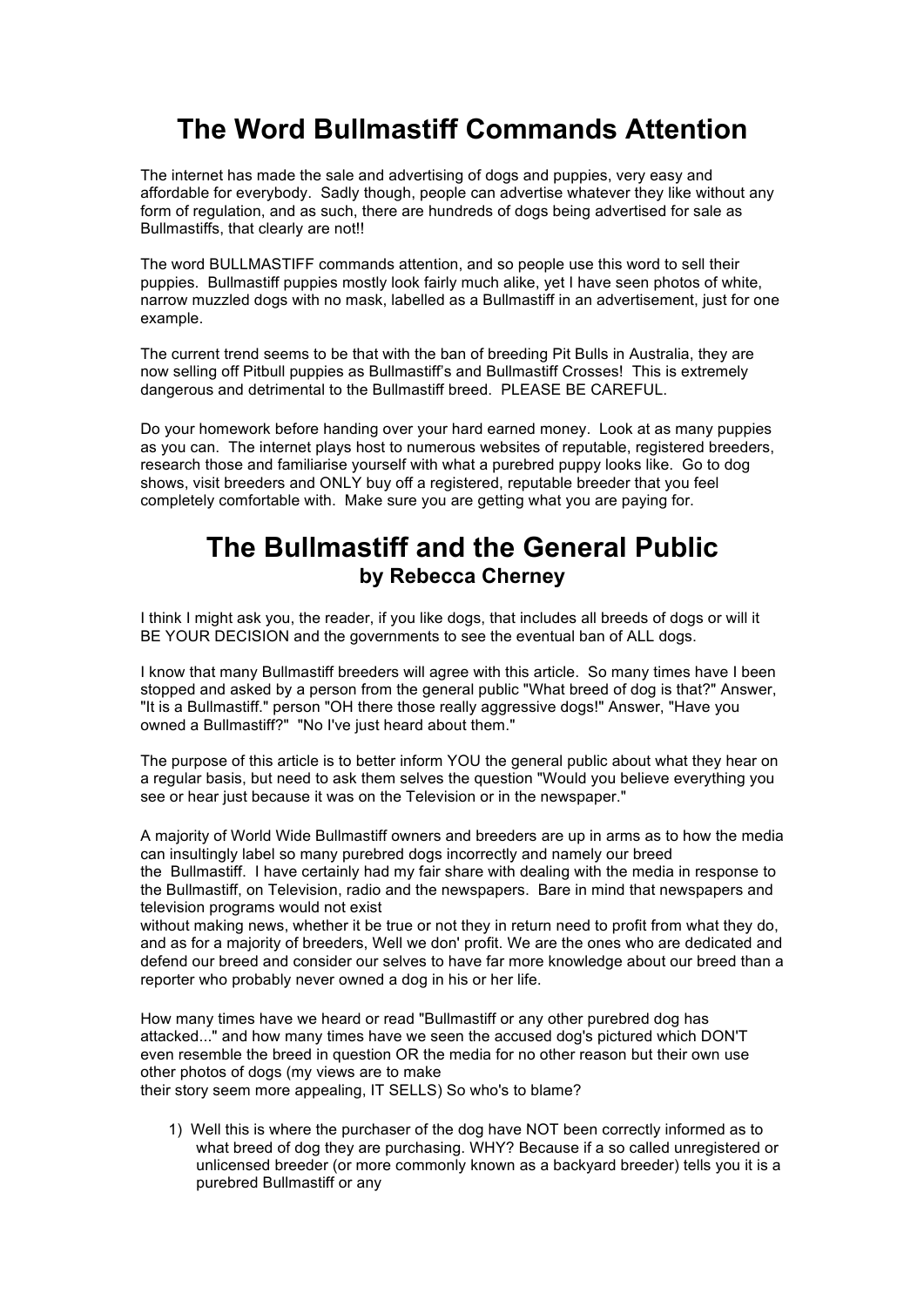# The Word Bullmastiff Commands Attention

The internet has made the sale and advertising of dogs and puppies, very easy and affordable for everybody. Sadly though, people can advertise whatever they like without any form of regulation, and as such, there are hundreds of dogs being advertised for sale as Bullmastiffs, that clearly are not!!

The word BULLMASTIFF commands attention, and so people use this word to sell their puppies. Bullmastiff puppies mostly look fairly much alike, yet I have seen photos of white, narrow muzzled dogs with no mask, labelled as a Bullmastiff in an advertisement, just for one example.

The current trend seems to be that with the ban of breeding Pit Bulls in Australia, they are now selling off Pitbull puppies as Bullmastiff's and Bullmastiff Crosses! This is extremely dangerous and detrimental to the Bullmastiff breed. PLEASE BE CAREFUL.

Do your homework before handing over your hard earned money. Look at as many puppies as you can. The internet plays host to numerous websites of reputable, registered breeders, research those and familiarise yourself with what a purebred puppy looks like. Go to dog shows, visit breeders and ONLY buy off a registered, reputable breeder that you feel completely comfortable with. Make sure you are getting what you are paying for.

# The Bullmastiff and the General Public

**by Rebecca Cherney**

I think I might ask you, the reader, if you like dogs, that includes all breeds of dogs or will it BE YOUR DECISION and the governments to see the eventual ban of ALL dogs.

I know that many Bullmastiff breeders will agree with this article. So many times have I been stopped and asked by a person from the general public "What breed of dog is that?" Answer, "It is a Bullmastiff." person "OH there those really aggressive dogs!" Answer, "Have you owned a Bullmastiff?" "No I've just heard about them."

The purpose of this article is to better inform YOU the general public about what they hear on a regular basis, but need to ask them selves the question "Would you believe everything you see or hear just because it was on the Television or in the newspaper."

A majority of World Wide Bullmastiff owners and breeders are up in arms as to how the media can insultingly label so many purebred dogs incorrectly and namely our breed the Bullmastiff. I have certainly had my fair share with dealing with the media in response to the Bullmastiff, on Television, radio and the newspapers. Bare in mind that newspapers and television programs would not exist without making news, whether it be true or not they in return need to profit from what they do, and as for a majority of breeders, Well we don' profit. We are the ones who are dedicated and defend our breed and consider our selves to have far more knowledge about our breed than a reporter who probably never owned a dog in his or her life.

How many times have we heard or read "Bullmastiff or any other purebred dog has attacked..." and how many times have we seen the accused dog's pictured which DON'T even resemble the breed in question OR the media for no other reason but their own use other photos of dogs (my views are to make their story seem more appealing, IT SELLS) So who's to blame?

1) Well this is where the purchaser of the dog have NOT been correctly informed as to what breed of dog they are purchasing. WHY? Because if a so called unregistered or unlicensed breeder (or more commonly known as a backyard breeder) tells you it is a purebred Bullmastiff or any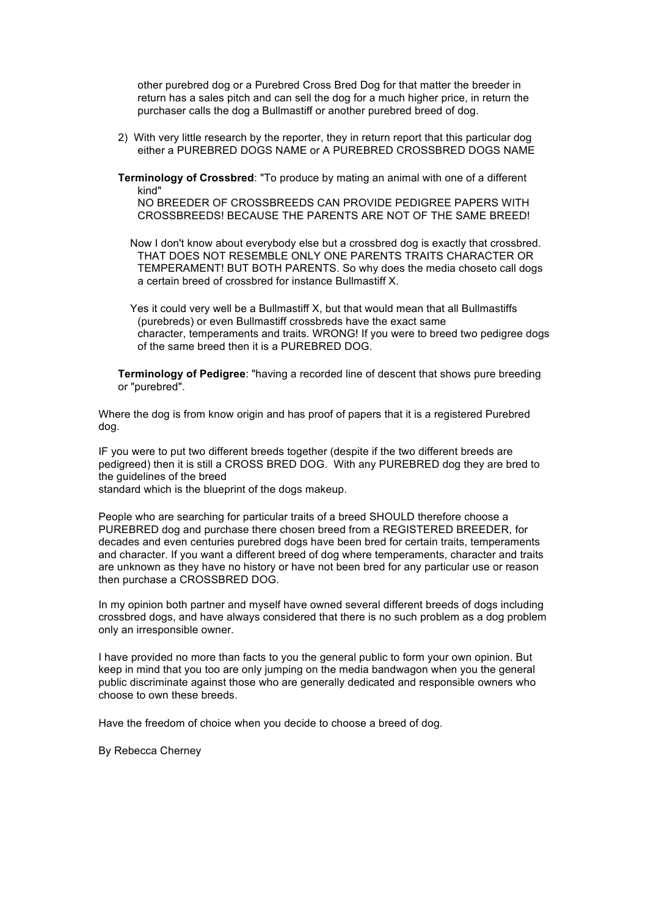other purebred dog or a Purebred Cross Bred Dog for that matter the breeder in return has a sales pitch and can sell the dog for a much higher price, in return the purchaser calls the dog a Bullmastiff or another purebred breed of dog.

2) With very little research by the reporter, they in return report that this particular dog either a PUREBRED DOGS NAME or A PUREBRED CROSSBRED DOGS NAME

**Terminology of Crossbred**: "To produce by mating an animal with one of a different kind"
NO BREEDER OF CROSSBREEDS CAN PROVIDE PEDIGREE PAPERS WITH CROSSBREEDS! BECAUSE THE PARENTS ARE NOT OF THE SAME BREED!

Now I don't know about everybody else but a crossbred dog is exactly that crossbred. THAT DOES NOT RESEMBLE ONLY ONE PARENTS TRAITS CHARACTER OR TEMPERAMENT! BUT BOTH PARENTS. So why does the media choseto call dogs a certain breed of crossbred for instance Bullmastiff X.

Yes it could very well be a Bullmastiff X, but that would mean that all Bullmastiffs (purebreds) or even Bullmastiff crossbreds have the exact same character, temperaments and traits. WRONG! If you were to breed two pedigree dogs of the same breed then it is a PUREBRED DOG.

**Terminology of Pedigree**: "having a recorded line of descent that shows pure breeding or "purebred".

Where the dog is from know origin and has proof of papers that it is a registered Purebred dog.

IF you were to put two different breeds together (despite if the two different breeds are pedigreed) then it is still a CROSS BRED DOG. With any PUREBRED dog they are bred to the guidelines of the breed
standard which is the blueprint of the dogs makeup.

People who are searching for particular traits of a breed SHOULD therefore choose a PUREBRED dog and purchase there chosen breed from a REGISTERED BREEDER, for decades and even centuries purebred dogs have been bred for certain traits, temperaments and character. If you want a different breed of dog where temperaments, character and traits are unknown as they have no history or have not been bred for any particular use or reason then purchase a CROSSBRED DOG.

In my opinion both partner and myself have owned several different breeds of dogs including crossbred dogs, and have always considered that there is no such problem as a dog problem only an irresponsible owner.

I have provided no more than facts to you the general public to form your own opinion. But keep in mind that you too are only jumping on the media bandwagon when you the general public discriminate against those who are generally dedicated and responsible owners who choose to own these breeds.

Have the freedom of choice when you decide to choose a breed of dog.

By Rebecca Cherney